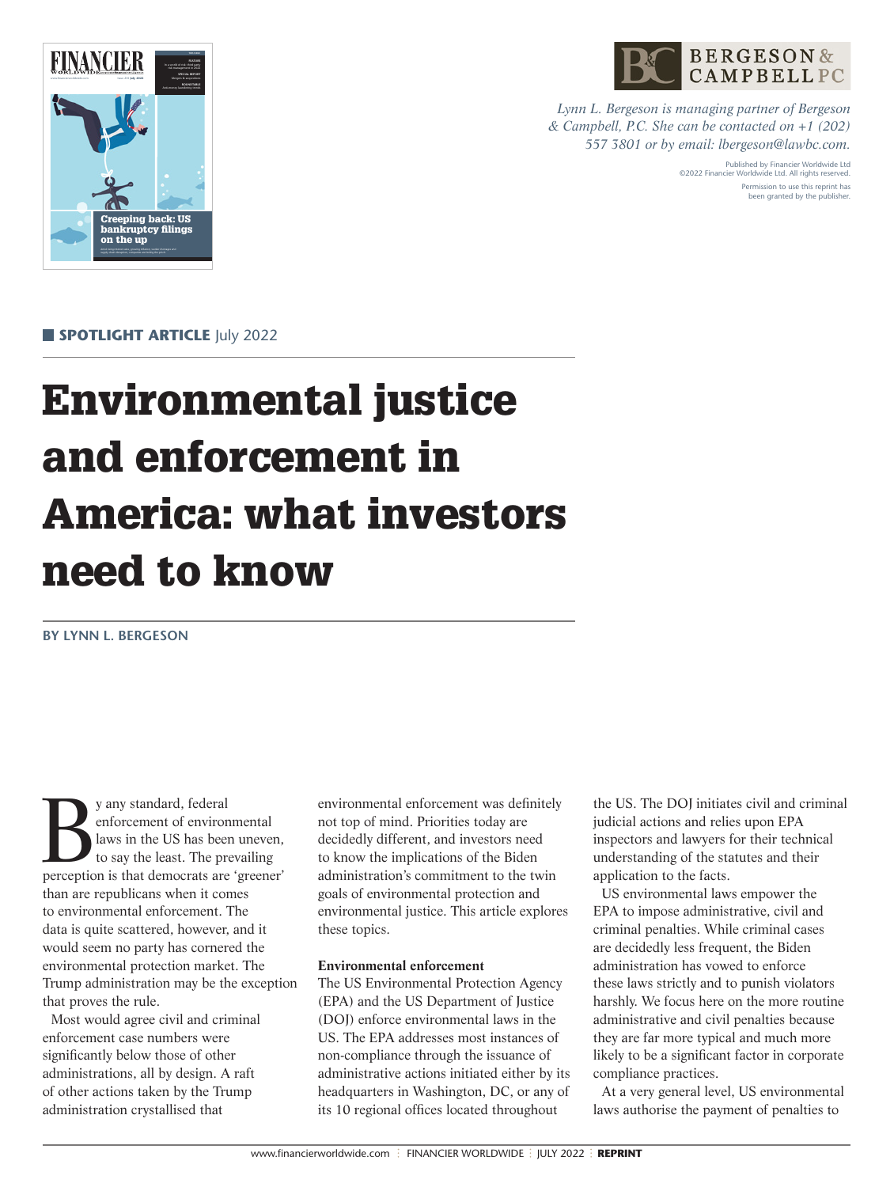Lynn L. Bergeson is managing partner of Bergeson & Campbell, P.C. She can be contacted on +1 (202) 557 3801 or by email: lbergeson@lawbc.com.

Published by Financier Worldwide Ltd
©2022 Financier Worldwide Ltd. All rights reserved.
Permission to use this reprint has been granted by the publisher.

**SPOTLIGHT ARTICLE** July 2022

# Environmental justice and enforcement in America: what investors need to know

**BY LYNN L. BERGESON**

By any standard, federal enforcement of environmental laws in the US has been uneven, to say the least. The prevailing perception is that democrats are 'greener' than are republicans when it comes to environmental enforcement. The data is quite scattered, however, and it would seem no party has cornered the environmental protection market. The Trump administration may be the exception that proves the rule.

Most would agree civil and criminal enforcement case numbers were significantly below those of other administrations, all by design. A raft of other actions taken by the Trump administration crystallised that environmental enforcement was definitely not top of mind. Priorities today are decidedly different, and investors need to know the implications of the Biden administration's commitment to the twin goals of environmental protection and environmental justice. This article explores these topics.

### Environmental enforcement

The US Environmental Protection Agency (EPA) and the US Department of Justice (DOJ) enforce environmental laws in the US. The EPA addresses most instances of non-compliance through the issuance of administrative actions initiated either by its headquarters in Washington, DC, or any of its 10 regional offices located throughout the US. The DOJ initiates civil and criminal judicial actions and relies upon EPA inspectors and lawyers for their technical understanding of the statutes and their application to the facts.

US environmental laws empower the EPA to impose administrative, civil and criminal penalties. While criminal cases are decidedly less frequent, the Biden administration has vowed to enforce these laws strictly and to punish violators harshly. We focus here on the more routine administrative and civil penalties because they are far more typical and much more likely to be a significant factor in corporate compliance practices.

At a very general level, US environmental laws authorise the payment of penalties to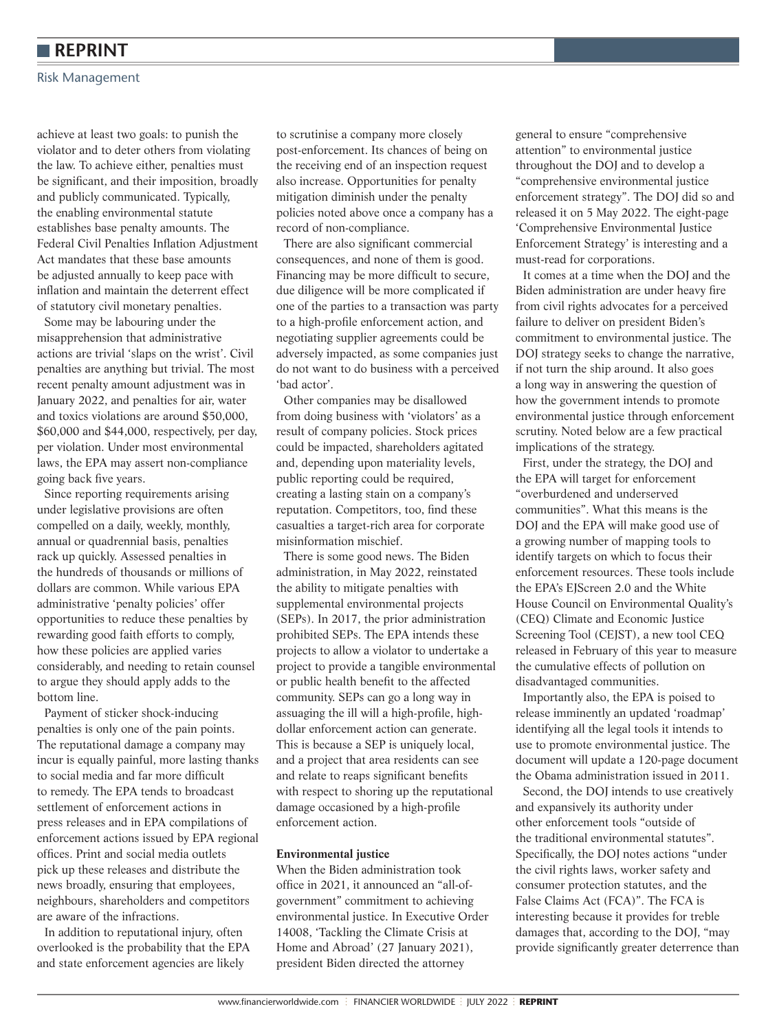achieve at least two goals: to punish the violator and to deter others from violating the law. To achieve either, penalties must be significant, and their imposition, broadly and publicly communicated. Typically, the enabling environmental statute establishes base penalty amounts. The Federal Civil Penalties Inflation Adjustment Act mandates that these base amounts be adjusted annually to keep pace with inflation and maintain the deterrent effect of statutory civil monetary penalties.

Some may be labouring under the misapprehension that administrative actions are trivial 'slaps on the wrist'. Civil penalties are anything but trivial. The most recent penalty amount adjustment was in January 2022, and penalties for air, water and toxics violations are around $50,000, $60,000 and $44,000, respectively, per day, per violation. Under most environmental laws, the EPA may assert non-compliance going back five years.

Since reporting requirements arising under legislative provisions are often compelled on a daily, weekly, monthly, annual or quadrennial basis, penalties rack up quickly. Assessed penalties in the hundreds of thousands or millions of dollars are common. While various EPA administrative 'penalty policies' offer opportunities to reduce these penalties by rewarding good faith efforts to comply, how these policies are applied varies considerably, and needing to retain counsel to argue they should apply adds to the bottom line.

Payment of sticker shock-inducing penalties is only one of the pain points. The reputational damage a company may incur is equally painful, more lasting thanks to social media and far more difficult to remedy. The EPA tends to broadcast settlement of enforcement actions in press releases and in EPA compilations of enforcement actions issued by EPA regional offices. Print and social media outlets pick up these releases and distribute the news broadly, ensuring that employees, neighbours, shareholders and competitors are aware of the infractions.

In addition to reputational injury, often overlooked is the probability that the EPA and state enforcement agencies are likely to scrutinise a company more closely post-enforcement. Its chances of being on the receiving end of an inspection request also increase. Opportunities for penalty mitigation diminish under the penalty policies noted above once a company has a record of non-compliance.

There are also significant commercial consequences, and none of them is good. Financing may be more difficult to secure, due diligence will be more complicated if one of the parties to a transaction was party to a high-profile enforcement action, and negotiating supplier agreements could be adversely impacted, as some companies just do not want to do business with a perceived 'bad actor'.

Other companies may be disallowed from doing business with 'violators' as a result of company policies. Stock prices could be impacted, shareholders agitated and, depending upon materiality levels, public reporting could be required, creating a lasting stain on a company's reputation. Competitors, too, find these casualties a target-rich area for corporate misinformation mischief.

There is some good news. The Biden administration, in May 2022, reinstated the ability to mitigate penalties with supplemental environmental projects (SEPs). In 2017, the prior administration prohibited SEPs. The EPA intends these projects to allow a violator to undertake a project to provide a tangible environmental or public health benefit to the affected community. SEPs can go a long way in assuaging the ill will a high-profile, high-dollar enforcement action can generate. This is because a SEP is uniquely local, and a project that area residents can see and relate to reaps significant benefits with respect to shoring up the reputational damage occasioned by a high-profile enforcement action.

**Environmental justice**

When the Biden administration took office in 2021, it announced an "all-of-government" commitment to achieving environmental justice. In Executive Order 14008, 'Tackling the Climate Crisis at Home and Abroad' (27 January 2021), president Biden directed the attorney general to ensure "comprehensive attention" to environmental justice throughout the DOJ and to develop a "comprehensive environmental justice enforcement strategy". The DOJ did so and released it on 5 May 2022. The eight-page 'Comprehensive Environmental Justice Enforcement Strategy' is interesting and a must-read for corporations.

It comes at a time when the DOJ and the Biden administration are under heavy fire from civil rights advocates for a perceived failure to deliver on president Biden's commitment to environmental justice. The DOJ strategy seeks to change the narrative, if not turn the ship around. It also goes a long way in answering the question of how the government intends to promote environmental justice through enforcement scrutiny. Noted below are a few practical implications of the strategy.

First, under the strategy, the DOJ and the EPA will target for enforcement "overburdened and underserved communities". What this means is the DOJ and the EPA will make good use of a growing number of mapping tools to identify targets on which to focus their enforcement resources. These tools include the EPA's EJScreen 2.0 and the White House Council on Environmental Quality's (CEQ) Climate and Economic Justice Screening Tool (CEJST), a new tool CEQ released in February of this year to measure the cumulative effects of pollution on disadvantaged communities.

Importantly also, the EPA is poised to release imminently an updated 'roadmap' identifying all the legal tools it intends to use to promote environmental justice. The document will update a 120-page document the Obama administration issued in 2011.

Second, the DOJ intends to use creatively and expansively its authority under other enforcement tools "outside of the traditional environmental statutes". Specifically, the DOJ notes actions "under the civil rights laws, worker safety and consumer protection statutes, and the False Claims Act (FCA)". The FCA is interesting because it provides for treble damages that, according to the DOJ, "may provide significantly greater deterrence than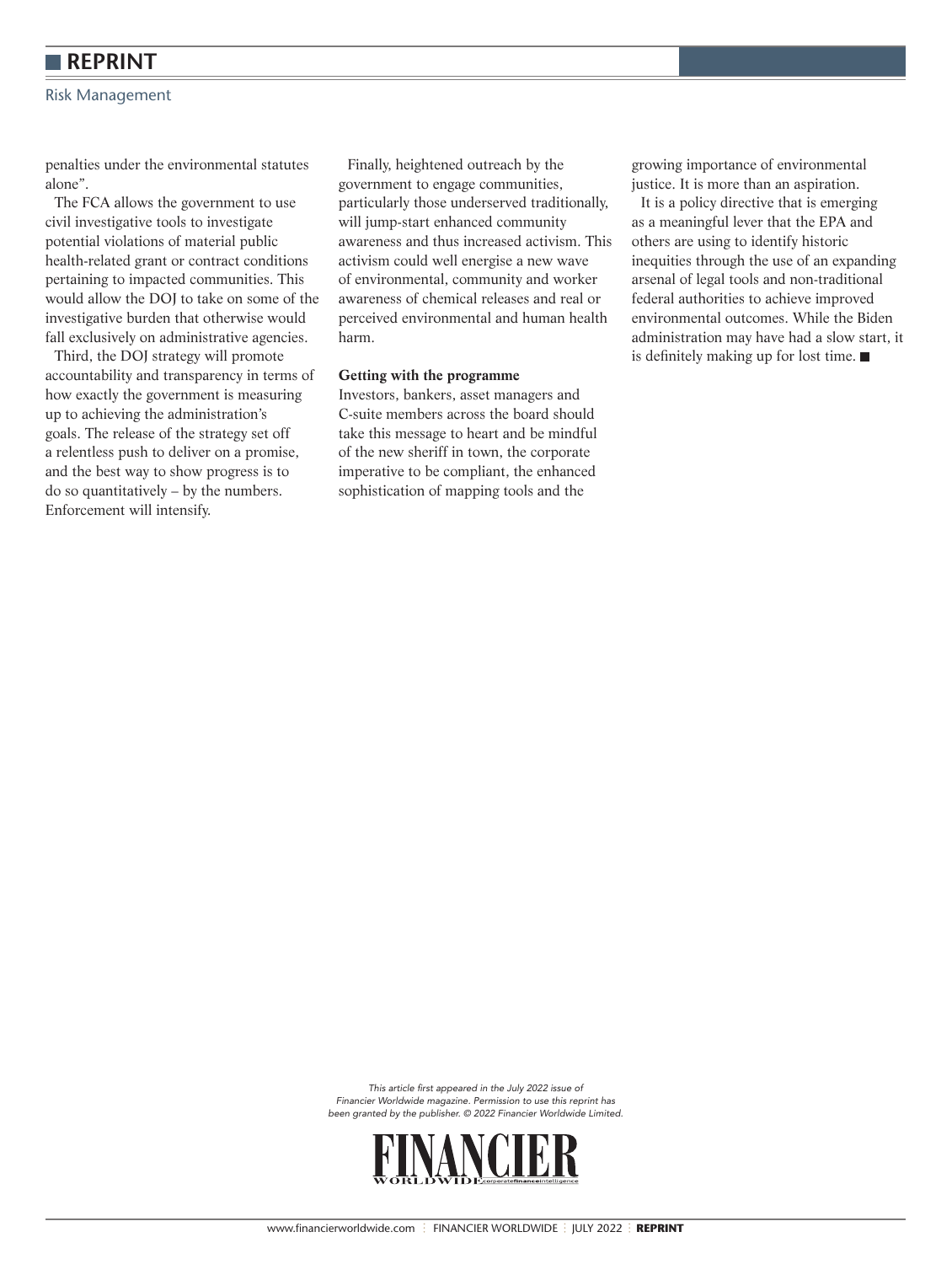penalties under the environmental statutes alone".

The FCA allows the government to use civil investigative tools to investigate potential violations of material public health-related grant or contract conditions pertaining to impacted communities. This would allow the DOJ to take on some of the investigative burden that otherwise would fall exclusively on administrative agencies.

Third, the DOJ strategy will promote accountability and transparency in terms of how exactly the government is measuring up to achieving the administration's goals. The release of the strategy set off a relentless push to deliver on a promise, and the best way to show progress is to do so quantitatively – by the numbers. Enforcement will intensify.

Finally, heightened outreach by the government to engage communities, particularly those underserved traditionally, will jump-start enhanced community awareness and thus increased activism. This activism could well energise a new wave of environmental, community and worker awareness of chemical releases and real or perceived environmental and human health harm.

**Getting with the programme**

Investors, bankers, asset managers and C-suite members across the board should take this message to heart and be mindful of the new sheriff in town, the corporate imperative to be compliant, the enhanced sophistication of mapping tools and the growing importance of environmental justice. It is more than an aspiration.

It is a policy directive that is emerging as a meaningful lever that the EPA and others are using to identify historic inequities through the use of an expanding arsenal of legal tools and non-traditional federal authorities to achieve improved environmental outcomes. While the Biden administration may have had a slow start, it is definitely making up for lost time. ■

*This article first appeared in the July 2022 issue of Financier Worldwide magazine. Permission to use this reprint has been granted by the publisher. © 2022 Financier Worldwide Limited.*